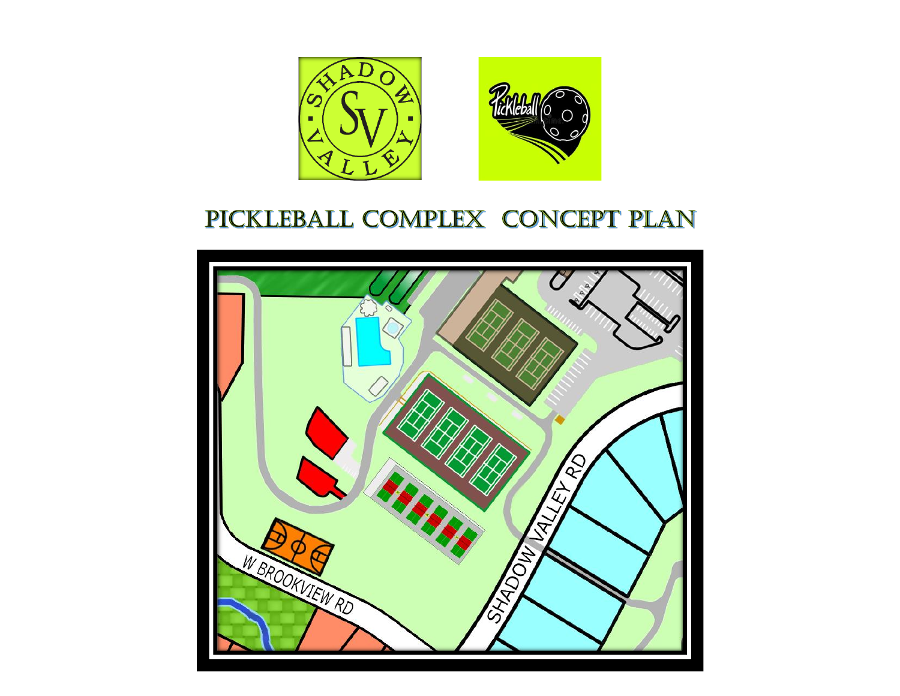# PICKLEBALL COMPLEX CONCEPT PLAN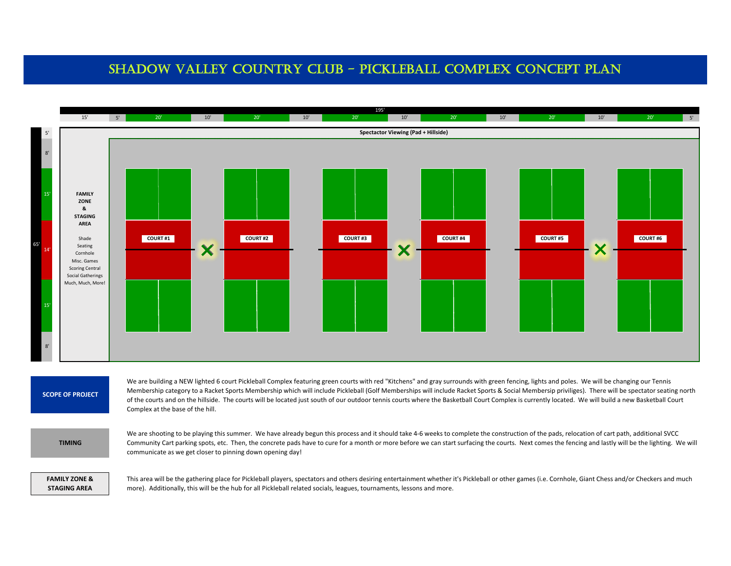# SHADOW VALLEY COUNTRY CLUB - PICKLEBALL COMPLEX CONCEPT PLAN

195'

15' 5' 20' 10' 20' 10' 20' 10' 20' 10' 20' 10' 20' 5'

65'

5' 8' 15' 14' 15' 8'

Spectactor Viewing (Pad + Hillside)

**FAMILY ZONE & STAGING AREA**

Shade
Seating
Cornhole
Misc. Games
Scoring Central
Social Gatherings
Much, Much, More!

COURT #1 COURT #2 COURT #3 COURT #4 COURT #5 COURT #6

**SCOPE OF PROJECT**

We are building a NEW lighted 6 court Pickleball Complex featuring green courts with red "Kitchens" and gray surrounds with green fencing, lights and poles. We will be changing our Tennis Membership category to a Racket Sports Membership which will include Pickleball (Golf Memberships will include Racket Sports & Social Membersip priviliges). There will be spectator seating north of the courts and on the hillside. The courts will be located just south of our outdoor tennis courts where the Basketball Court Complex is currently located. We will build a new Basketball Court Complex at the base of the hill.

**TIMING**

We are shooting to be playing this summer. We have already begun this process and it should take 4-6 weeks to complete the construction of the pads, relocation of cart path, additional SVCC Community Cart parking spots, etc. Then, the concrete pads have to cure for a month or more before we can start surfacing the courts. Next comes the fencing and lastly will be the lighting. We will communicate as we get closer to pinning down opening day!

**FAMILY ZONE & STAGING AREA**

This area will be the gathering place for Pickleball players, spectators and others desiring entertainment whether it's Pickleball or other games (i.e. Cornhole, Giant Chess and/or Checkers and much more). Additionally, this will be the hub for all Pickleball related socials, leagues, tournaments, lessons and more.